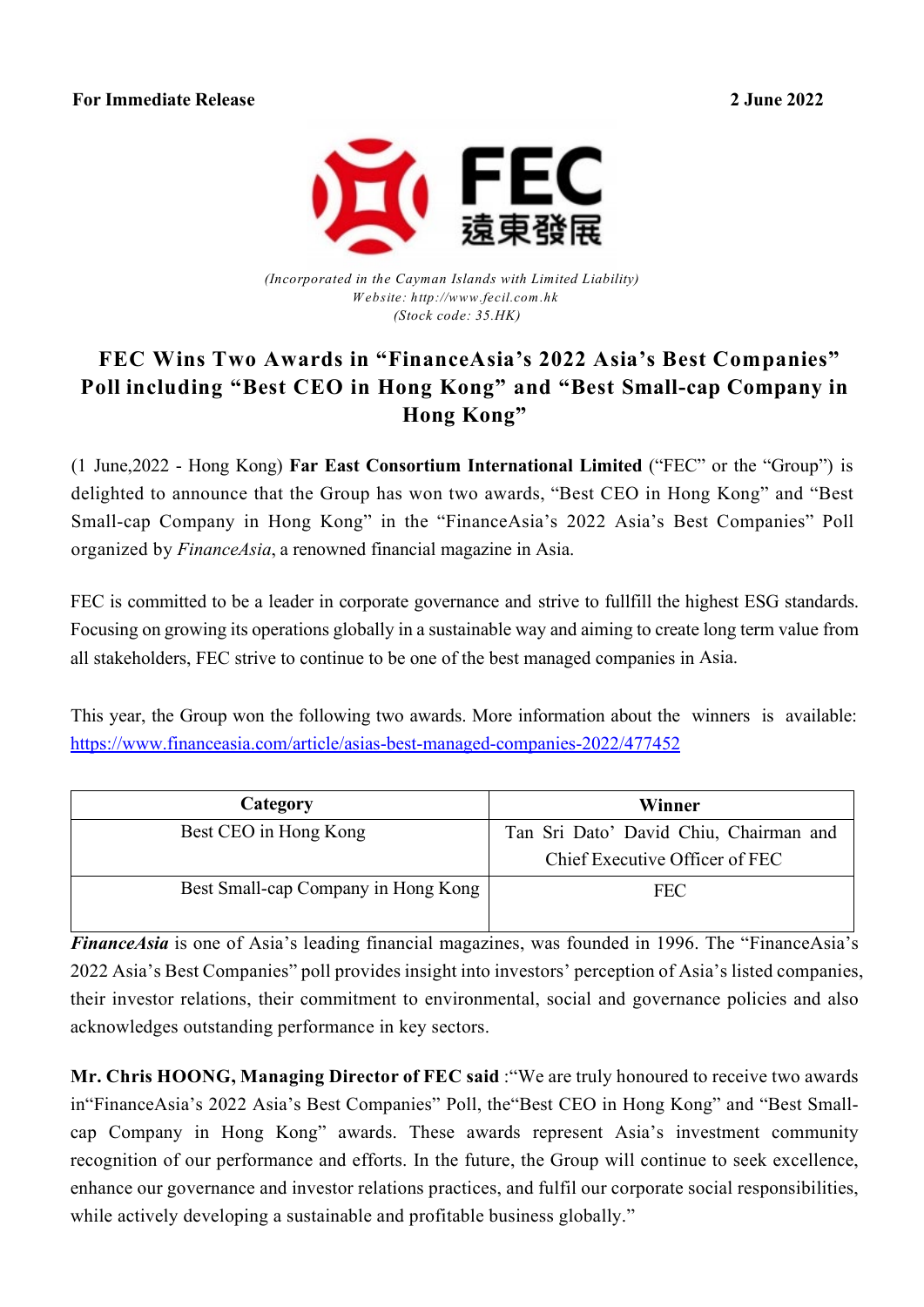**For Immediate Release** **2 June 2022**

FEC
遠東發展

*(Incorporated in the Cayman Islands with Limited Liability)*
*Website: http://www.fecil.com.hk*
*(Stock code: 35.HK)*

# FEC Wins Two Awards in "FinanceAsia's 2022 Asia's Best Companies" Poll including "Best CEO in Hong Kong" and "Best Small-cap Company in Hong Kong"

(1 June,2022 - Hong Kong) **Far East Consortium International Limited** ("FEC" or the "Group") is delighted to announce that the Group has won two awards, "Best CEO in Hong Kong" and "Best Small-cap Company in Hong Kong" in the "FinanceAsia's 2022 Asia's Best Companies" Poll organized by *FinanceAsia*, a renowned financial magazine in Asia.

FEC is committed to be a leader in corporate governance and strive to fullfill the highest ESG standards. Focusing on growing its operations globally in a sustainable way and aiming to create long term value from all stakeholders, FEC strive to continue to be one of the best managed companies in Asia.

This year, the Group won the following two awards. More information about the winners is available: https://www.financeasia.com/article/asias-best-managed-companies-2022/477452

| Category | Winner |
|---|---|
| Best CEO in Hong Kong | Tan Sri Dato' David Chiu, Chairman and Chief Executive Officer of FEC |
| Best Small-cap Company in Hong Kong | FEC |

***FinanceAsia*** is one of Asia's leading financial magazines, was founded in 1996. The "FinanceAsia's 2022 Asia's Best Companies" poll provides insight into investors' perception of Asia's listed companies, their investor relations, their commitment to environmental, social and governance policies and also acknowledges outstanding performance in key sectors.

**Mr. Chris HOONG, Managing Director of FEC said** :"We are truly honoured to receive two awards in"FinanceAsia's 2022 Asia's Best Companies" Poll, the"Best CEO in Hong Kong" and "Best Small-cap Company in Hong Kong" awards. These awards represent Asia's investment community recognition of our performance and efforts. In the future, the Group will continue to seek excellence, enhance our governance and investor relations practices, and fulfil our corporate social responsibilities, while actively developing a sustainable and profitable business globally."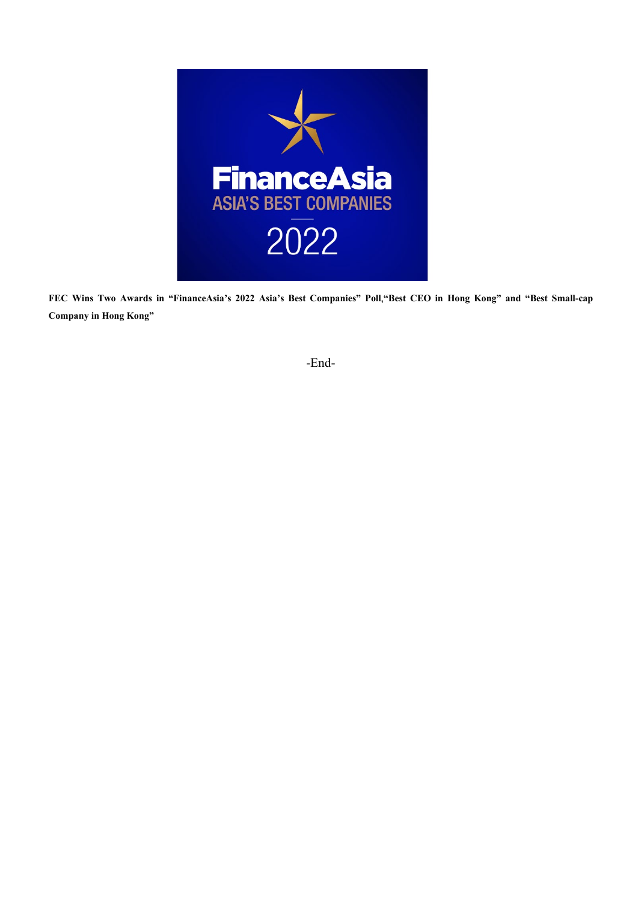**FEC Wins Two Awards in "FinanceAsia's 2022 Asia's Best Companies" Poll,"Best CEO in Hong Kong" and "Best Small-cap Company in Hong Kong"**

-End-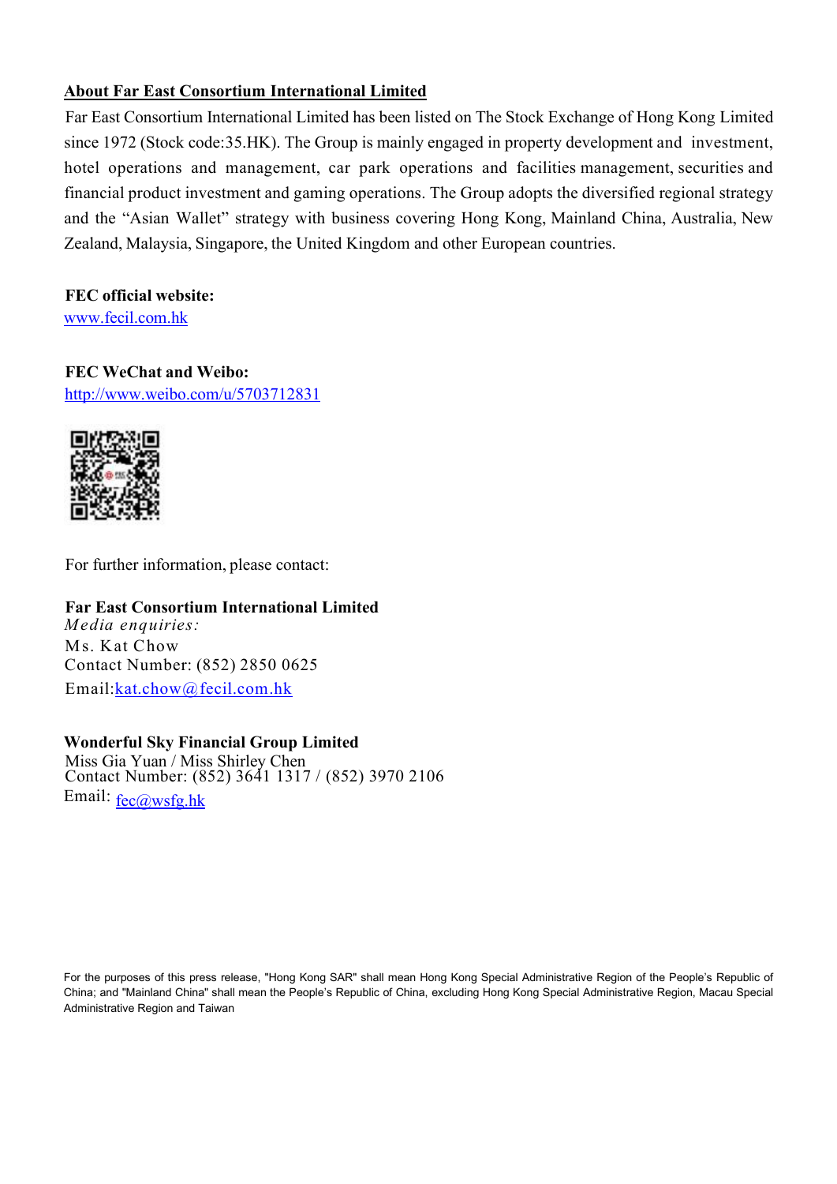## About Far East Consortium International Limited

Far East Consortium International Limited has been listed on The Stock Exchange of Hong Kong Limited since 1972 (Stock code:35.HK). The Group is mainly engaged in property development and investment, hotel operations and management, car park operations and facilities management, securities and financial product investment and gaming operations. The Group adopts the diversified regional strategy and the "Asian Wallet" strategy with business covering Hong Kong, Mainland China, Australia, New Zealand, Malaysia, Singapore, the United Kingdom and other European countries.

**FEC official website:**
www.fecil.com.hk

**FEC WeChat and Weibo:**
http://www.weibo.com/u/5703712831

For further information, please contact:

**Far East Consortium International Limited**
*Media enquiries:*
Ms. Kat Chow
Contact Number: (852) 2850 0625
Email:kat.chow@fecil.com.hk

**Wonderful Sky Financial Group Limited**
Miss Gia Yuan / Miss Shirley Chen
Contact Number: (852) 3641 1317 / (852) 3970 2106
Email: fec@wsfg.hk

For the purposes of this press release, "Hong Kong SAR" shall mean Hong Kong Special Administrative Region of the People's Republic of China; and "Mainland China" shall mean the People's Republic of China, excluding Hong Kong Special Administrative Region, Macau Special Administrative Region and Taiwan